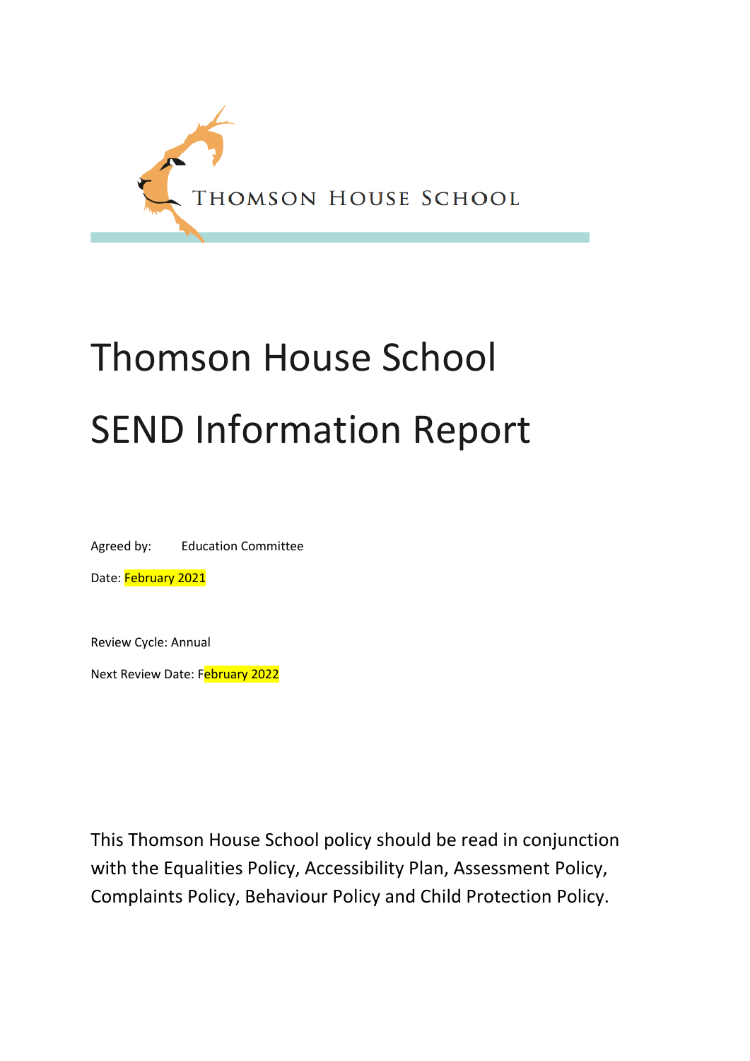THOMSON HOUSE SCHOOL

# Thomson House School

# SEND Information Report

Agreed by: Education Committee

Date: February 2021

Review Cycle: Annual

Next Review Date: February 2022

This Thomson House School policy should be read in conjunction with the Equalities Policy, Accessibility Plan, Assessment Policy, Complaints Policy, Behaviour Policy and Child Protection Policy.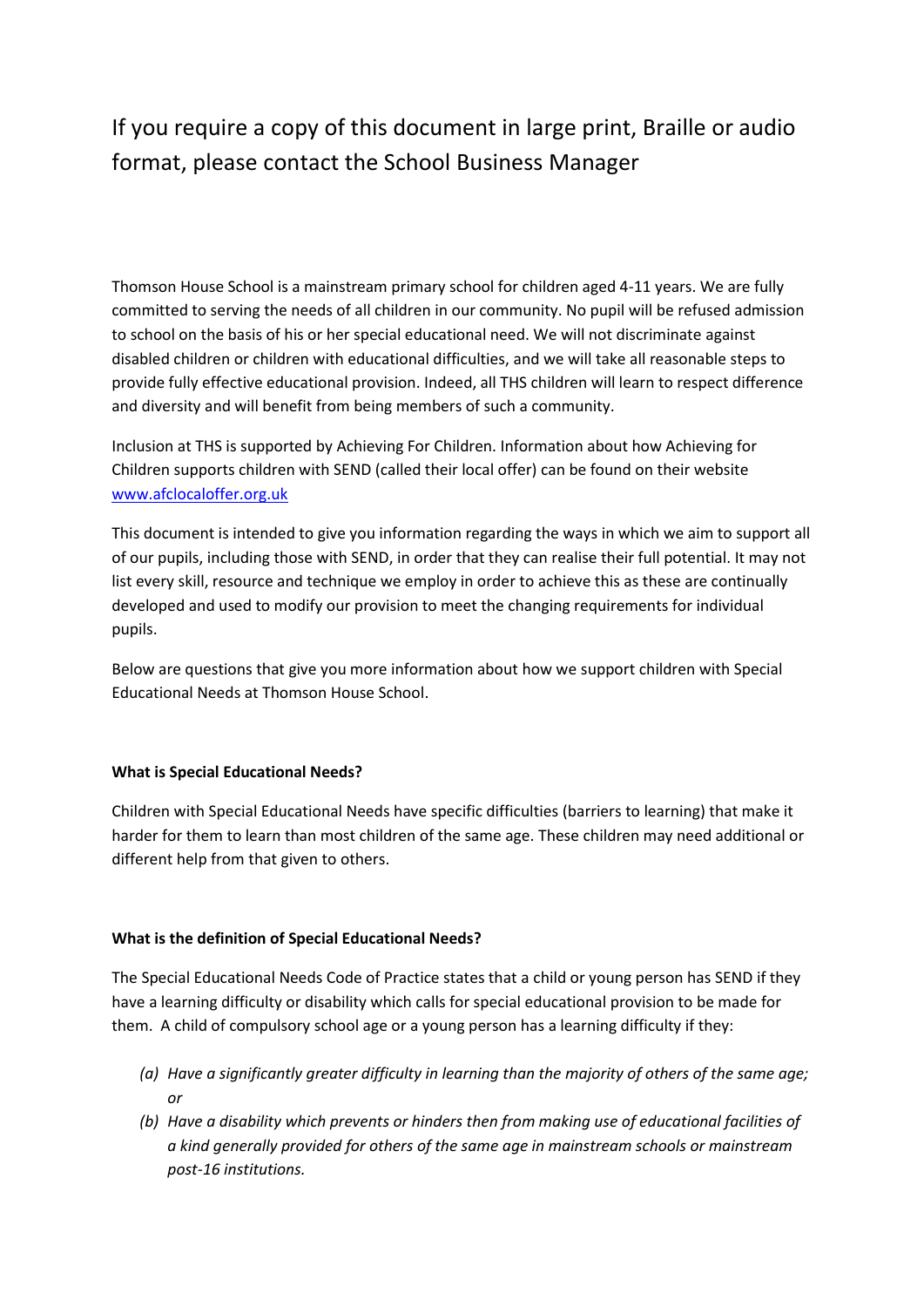If you require a copy of this document in large print, Braille or audio format, please contact the School Business Manager

Thomson House School is a mainstream primary school for children aged 4-11 years. We are fully committed to serving the needs of all children in our community. No pupil will be refused admission to school on the basis of his or her special educational need. We will not discriminate against disabled children or children with educational difficulties, and we will take all reasonable steps to provide fully effective educational provision. Indeed, all THS children will learn to respect difference and diversity and will benefit from being members of such a community.

Inclusion at THS is supported by Achieving For Children. Information about how Achieving for Children supports children with SEND (called their local offer) can be found on their website [www.afclocaloffer.org.uk](http://www.afclocaloffer.org.uk)

This document is intended to give you information regarding the ways in which we aim to support all of our pupils, including those with SEND, in order that they can realise their full potential. It may not list every skill, resource and technique we employ in order to achieve this as these are continually developed and used to modify our provision to meet the changing requirements for individual pupils.

Below are questions that give you more information about how we support children with Special Educational Needs at Thomson House School.

**What is Special Educational Needs?**

Children with Special Educational Needs have specific difficulties (barriers to learning) that make it harder for them to learn than most children of the same age. These children may need additional or different help from that given to others.

**What is the definition of Special Educational Needs?**

The Special Educational Needs Code of Practice states that a child or young person has SEND if they have a learning difficulty or disability which calls for special educational provision to be made for them. A child of compulsory school age or a young person has a learning difficulty if they:

(a) *Have a significantly greater difficulty in learning than the majority of others of the same age; or*
(b) *Have a disability which prevents or hinders then from making use of educational facilities of a kind generally provided for others of the same age in mainstream schools or mainstream post-16 institutions.*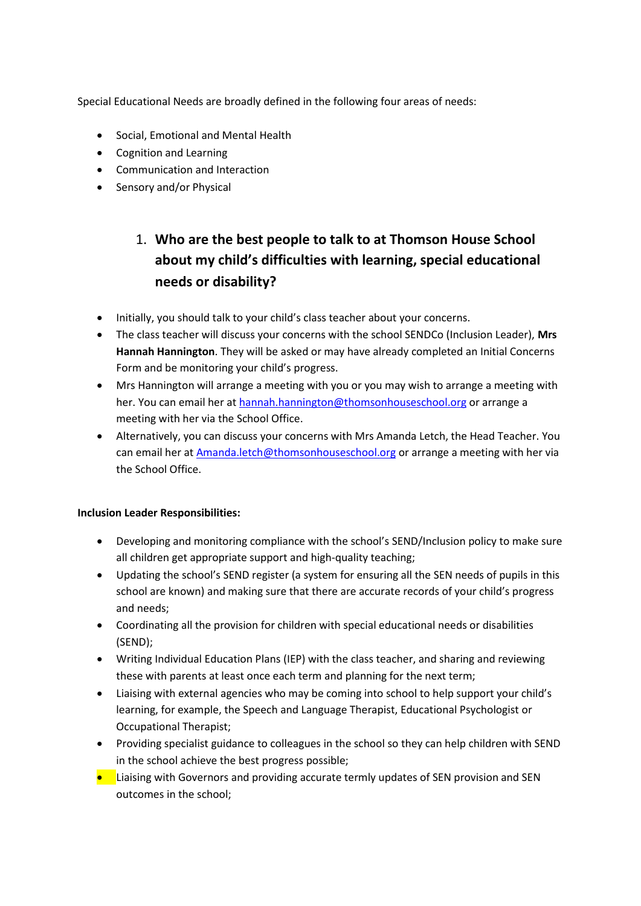Special Educational Needs are broadly defined in the following four areas of needs:

- Social, Emotional and Mental Health
- Cognition and Learning
- Communication and Interaction
- Sensory and/or Physical

## 1. Who are the best people to talk to at Thomson House School about my child's difficulties with learning, special educational needs or disability?

- Initially, you should talk to your child's class teacher about your concerns.
- The class teacher will discuss your concerns with the school SENDCo (Inclusion Leader), **Mrs Hannah Hannington**. They will be asked or may have already completed an Initial Concerns Form and be monitoring your child's progress.
- Mrs Hannington will arrange a meeting with you or you may wish to arrange a meeting with her. You can email her at [hannah.hannington@thomsonhouseschool.org](mailto:hannah.hannington@thomsonhouseschool.org) or arrange a meeting with her via the School Office.
- Alternatively, you can discuss your concerns with Mrs Amanda Letch, the Head Teacher. You can email her at [Amanda.letch@thomsonhouseschool.org](mailto:Amanda.letch@thomsonhouseschool.org) or arrange a meeting with her via the School Office.

**Inclusion Leader Responsibilities:**

- Developing and monitoring compliance with the school's SEND/Inclusion policy to make sure all children get appropriate support and high-quality teaching;
- Updating the school's SEND register (a system for ensuring all the SEN needs of pupils in this school are known) and making sure that there are accurate records of your child's progress and needs;
- Coordinating all the provision for children with special educational needs or disabilities (SEND);
- Writing Individual Education Plans (IEP) with the class teacher, and sharing and reviewing these with parents at least once each term and planning for the next term;
- Liaising with external agencies who may be coming into school to help support your child's learning, for example, the Speech and Language Therapist, Educational Psychologist or Occupational Therapist;
- Providing specialist guidance to colleagues in the school so they can help children with SEND in the school achieve the best progress possible;
- Liaising with Governors and providing accurate termly updates of SEN provision and SEN outcomes in the school;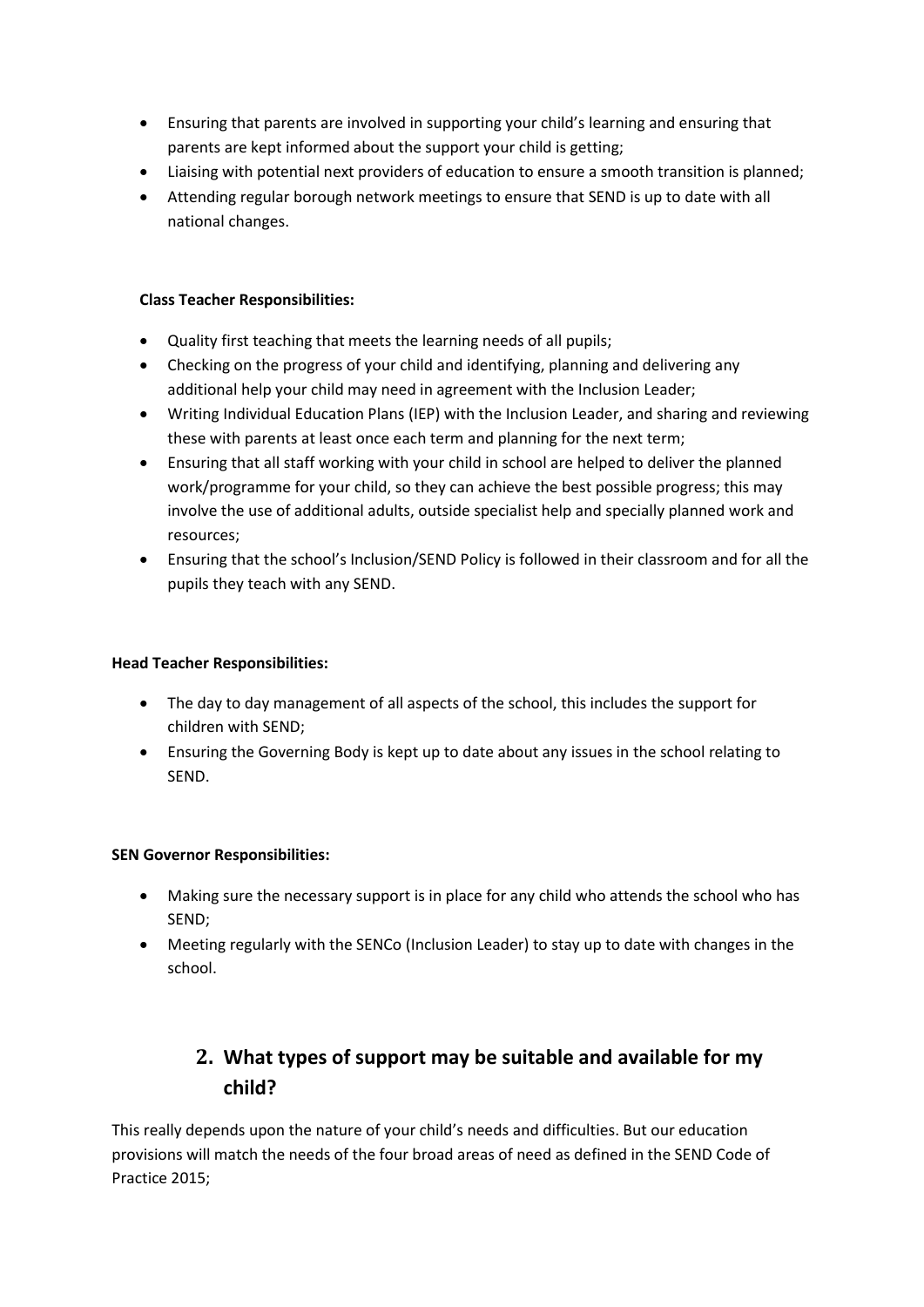- Ensuring that parents are involved in supporting your child's learning and ensuring that parents are kept informed about the support your child is getting;
- Liaising with potential next providers of education to ensure a smooth transition is planned;
- Attending regular borough network meetings to ensure that SEND is up to date with all national changes.

**Class Teacher Responsibilities:**

- Quality first teaching that meets the learning needs of all pupils;
- Checking on the progress of your child and identifying, planning and delivering any additional help your child may need in agreement with the Inclusion Leader;
- Writing Individual Education Plans (IEP) with the Inclusion Leader, and sharing and reviewing these with parents at least once each term and planning for the next term;
- Ensuring that all staff working with your child in school are helped to deliver the planned work/programme for your child, so they can achieve the best possible progress; this may involve the use of additional adults, outside specialist help and specially planned work and resources;
- Ensuring that the school's Inclusion/SEND Policy is followed in their classroom and for all the pupils they teach with any SEND.

**Head Teacher Responsibilities:**

- The day to day management of all aspects of the school, this includes the support for children with SEND;
- Ensuring the Governing Body is kept up to date about any issues in the school relating to SEND.

**SEN Governor Responsibilities:**

- Making sure the necessary support is in place for any child who attends the school who has SEND;
- Meeting regularly with the SENCo (Inclusion Leader) to stay up to date with changes in the school.

## 2. What types of support may be suitable and available for my child?

This really depends upon the nature of your child's needs and difficulties. But our education provisions will match the needs of the four broad areas of need as defined in the SEND Code of Practice 2015;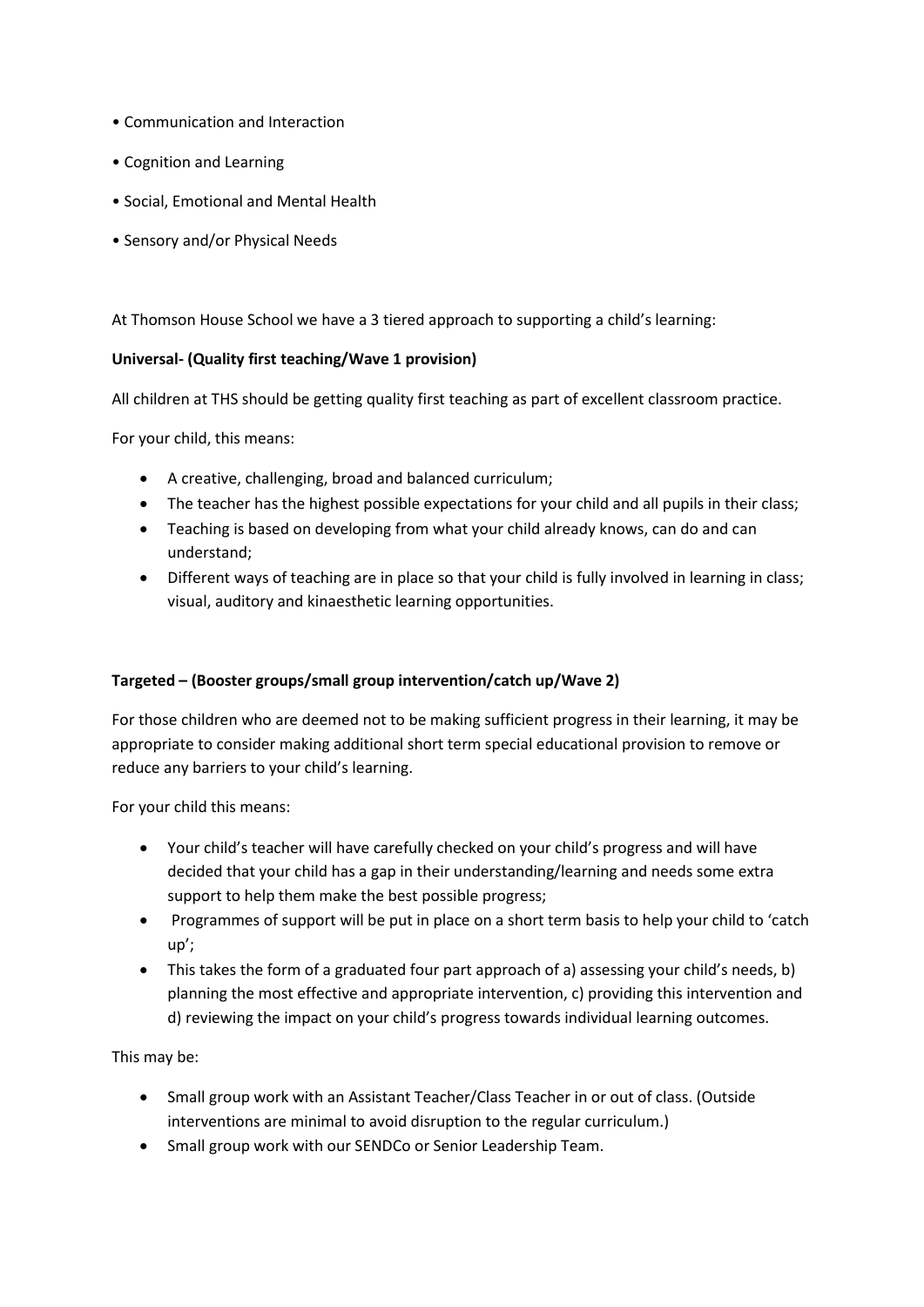- Communication and Interaction
- Cognition and Learning
- Social, Emotional and Mental Health
- Sensory and/or Physical Needs

At Thomson House School we have a 3 tiered approach to supporting a child's learning:

**Universal- (Quality first teaching/Wave 1 provision)**

All children at THS should be getting quality first teaching as part of excellent classroom practice.

For your child, this means:

- A creative, challenging, broad and balanced curriculum;
- The teacher has the highest possible expectations for your child and all pupils in their class;
- Teaching is based on developing from what your child already knows, can do and can understand;
- Different ways of teaching are in place so that your child is fully involved in learning in class; visual, auditory and kinaesthetic learning opportunities.

**Targeted – (Booster groups/small group intervention/catch up/Wave 2)**

For those children who are deemed not to be making sufficient progress in their learning, it may be appropriate to consider making additional short term special educational provision to remove or reduce any barriers to your child's learning.

For your child this means:

- Your child's teacher will have carefully checked on your child's progress and will have decided that your child has a gap in their understanding/learning and needs some extra support to help them make the best possible progress;
- Programmes of support will be put in place on a short term basis to help your child to 'catch up';
- This takes the form of a graduated four part approach of a) assessing your child's needs, b) planning the most effective and appropriate intervention, c) providing this intervention and d) reviewing the impact on your child's progress towards individual learning outcomes.

This may be:

- Small group work with an Assistant Teacher/Class Teacher in or out of class. (Outside interventions are minimal to avoid disruption to the regular curriculum.)
- Small group work with our SENDCo or Senior Leadership Team.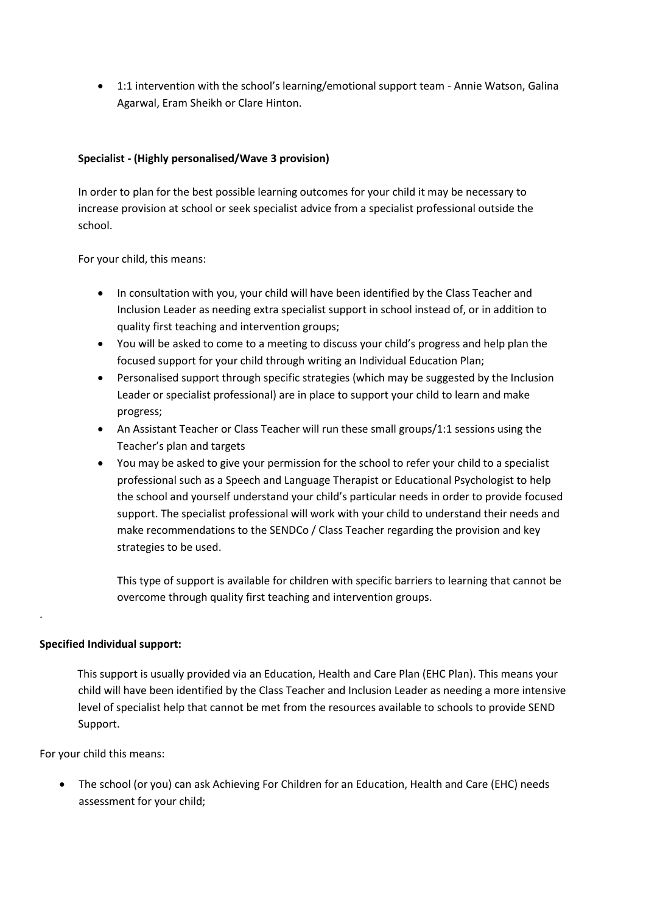- 1:1 intervention with the school's learning/emotional support team - Annie Watson, Galina Agarwal, Eram Sheikh or Clare Hinton.

**Specialist - (Highly personalised/Wave 3 provision)**

In order to plan for the best possible learning outcomes for your child it may be necessary to increase provision at school or seek specialist advice from a specialist professional outside the school.

For your child, this means:

- In consultation with you, your child will have been identified by the Class Teacher and Inclusion Leader as needing extra specialist support in school instead of, or in addition to quality first teaching and intervention groups;
- You will be asked to come to a meeting to discuss your child's progress and help plan the focused support for your child through writing an Individual Education Plan;
- Personalised support through specific strategies (which may be suggested by the Inclusion Leader or specialist professional) are in place to support your child to learn and make progress;
- An Assistant Teacher or Class Teacher will run these small groups/1:1 sessions using the Teacher's plan and targets
- You may be asked to give your permission for the school to refer your child to a specialist professional such as a Speech and Language Therapist or Educational Psychologist to help the school and yourself understand your child's particular needs in order to provide focused support. The specialist professional will work with your child to understand their needs and make recommendations to the SENDCo / Class Teacher regarding the provision and key strategies to be used.

  This type of support is available for children with specific barriers to learning that cannot be overcome through quality first teaching and intervention groups.

.

**Specified Individual support:**

This support is usually provided via an Education, Health and Care Plan (EHC Plan). This means your child will have been identified by the Class Teacher and Inclusion Leader as needing a more intensive level of specialist help that cannot be met from the resources available to schools to provide SEND Support.

For your child this means:

- The school (or you) can ask Achieving For Children for an Education, Health and Care (EHC) needs assessment for your child;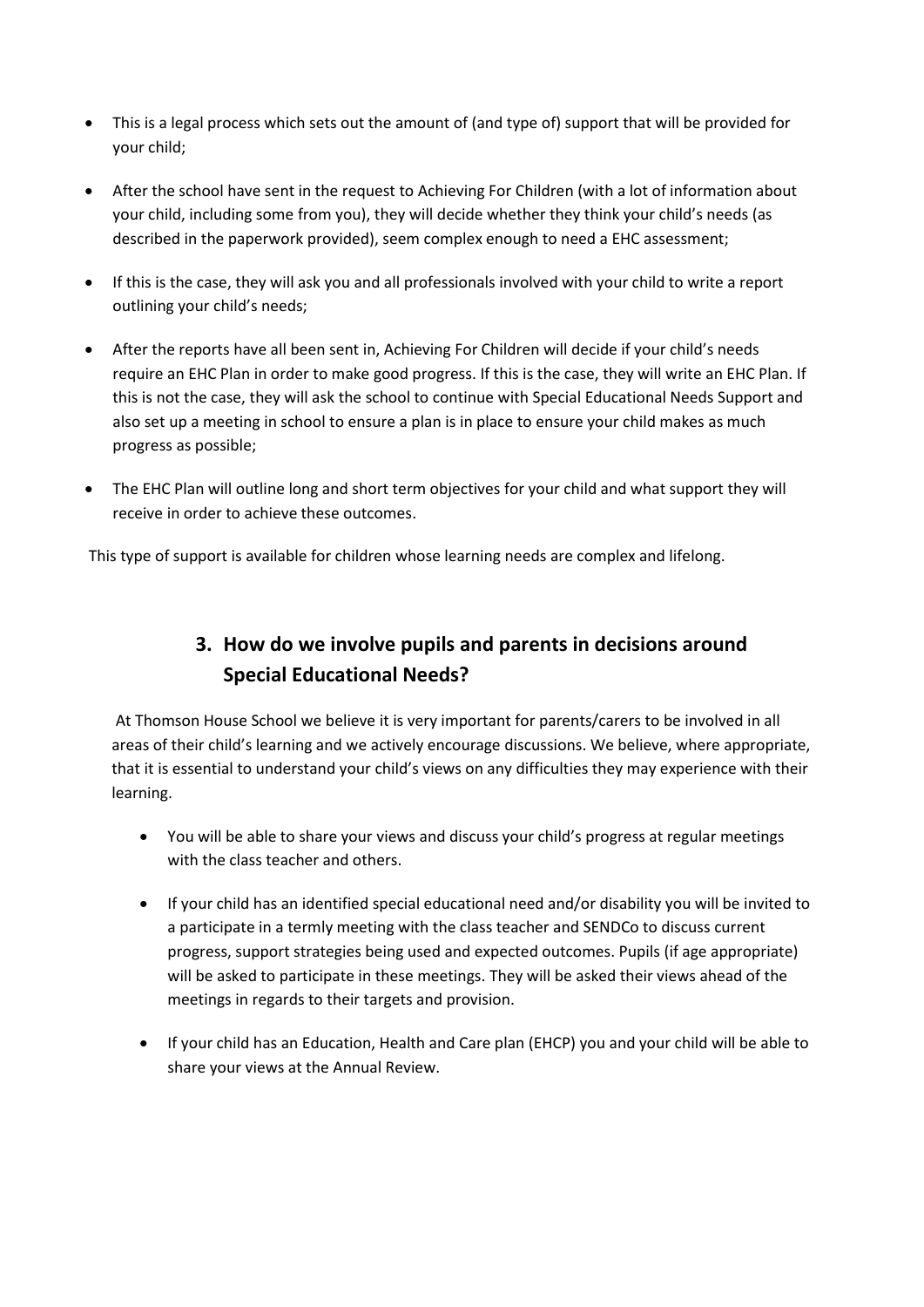- This is a legal process which sets out the amount of (and type of) support that will be provided for your child;
- After the school have sent in the request to Achieving For Children (with a lot of information about your child, including some from you), they will decide whether they think your child's needs (as described in the paperwork provided), seem complex enough to need a EHC assessment;
- If this is the case, they will ask you and all professionals involved with your child to write a report outlining your child's needs;
- After the reports have all been sent in, Achieving For Children will decide if your child's needs require an EHC Plan in order to make good progress. If this is the case, they will write an EHC Plan. If this is not the case, they will ask the school to continue with Special Educational Needs Support and also set up a meeting in school to ensure a plan is in place to ensure your child makes as much progress as possible;
- The EHC Plan will outline long and short term objectives for your child and what support they will receive in order to achieve these outcomes.

This type of support is available for children whose learning needs are complex and lifelong.

## 3. How do we involve pupils and parents in decisions around Special Educational Needs?

At Thomson House School we believe it is very important for parents/carers to be involved in all areas of their child's learning and we actively encourage discussions. We believe, where appropriate, that it is essential to understand your child's views on any difficulties they may experience with their learning.

- You will be able to share your views and discuss your child's progress at regular meetings with the class teacher and others.
- If your child has an identified special educational need and/or disability you will be invited to a participate in a termly meeting with the class teacher and SENDCo to discuss current progress, support strategies being used and expected outcomes. Pupils (if age appropriate) will be asked to participate in these meetings. They will be asked their views ahead of the meetings in regards to their targets and provision.
- If your child has an Education, Health and Care plan (EHCP) you and your child will be able to share your views at the Annual Review.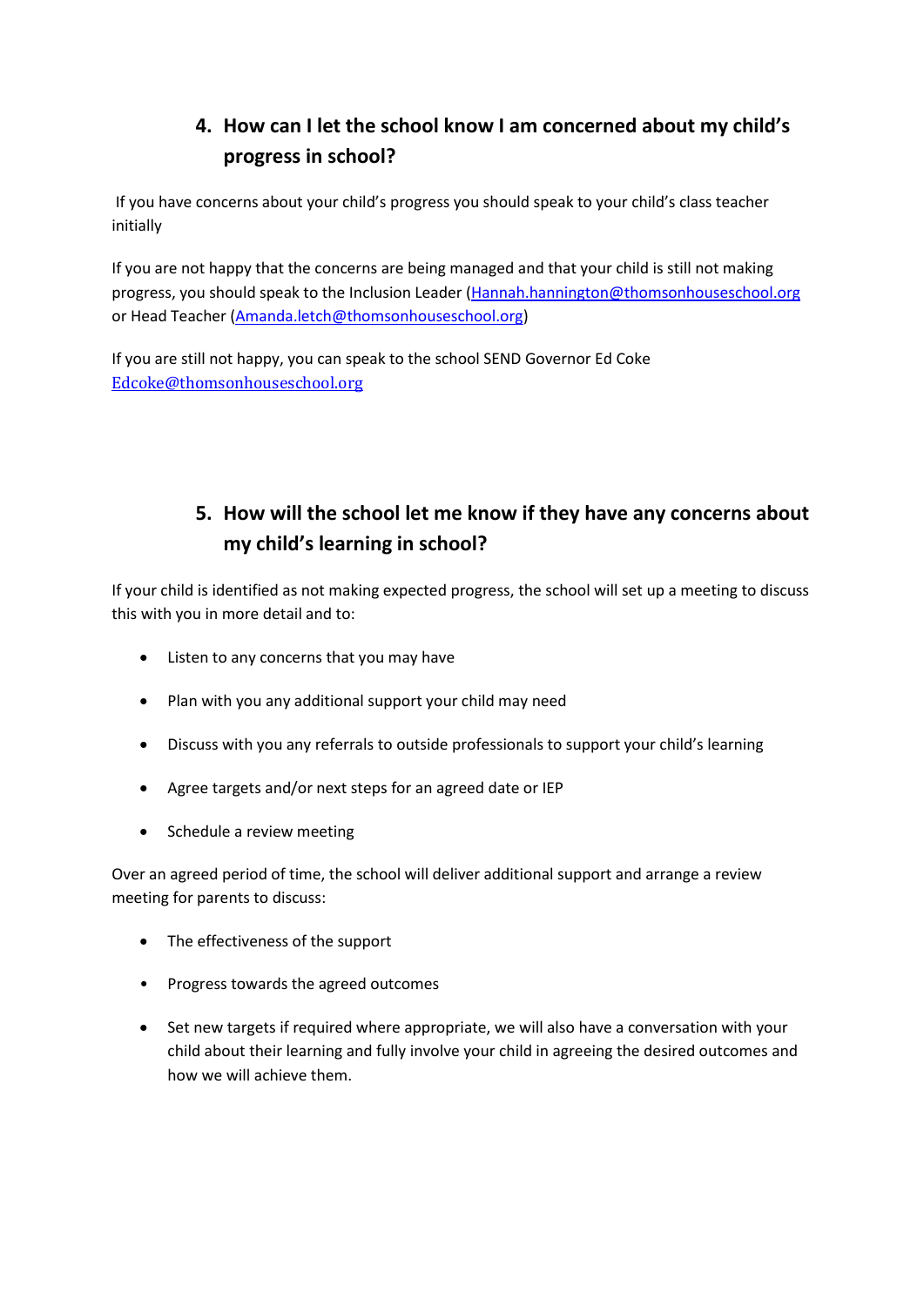## 4. How can I let the school know I am concerned about my child's progress in school?

If you have concerns about your child's progress you should speak to your child's class teacher initially

If you are not happy that the concerns are being managed and that your child is still not making progress, you should speak to the Inclusion Leader (Hannah.hannington@thomsonhouseschool.org or Head Teacher (Amanda.letch@thomsonhouseschool.org)

If you are still not happy, you can speak to the school SEND Governor Ed Coke Edcoke@thomsonhouseschool.org

## 5. How will the school let me know if they have any concerns about my child's learning in school?

If your child is identified as not making expected progress, the school will set up a meeting to discuss this with you in more detail and to:

- Listen to any concerns that you may have
- Plan with you any additional support your child may need
- Discuss with you any referrals to outside professionals to support your child's learning
- Agree targets and/or next steps for an agreed date or IEP
- Schedule a review meeting

Over an agreed period of time, the school will deliver additional support and arrange a review meeting for parents to discuss:

- The effectiveness of the support
- Progress towards the agreed outcomes
- Set new targets if required where appropriate, we will also have a conversation with your child about their learning and fully involve your child in agreeing the desired outcomes and how we will achieve them.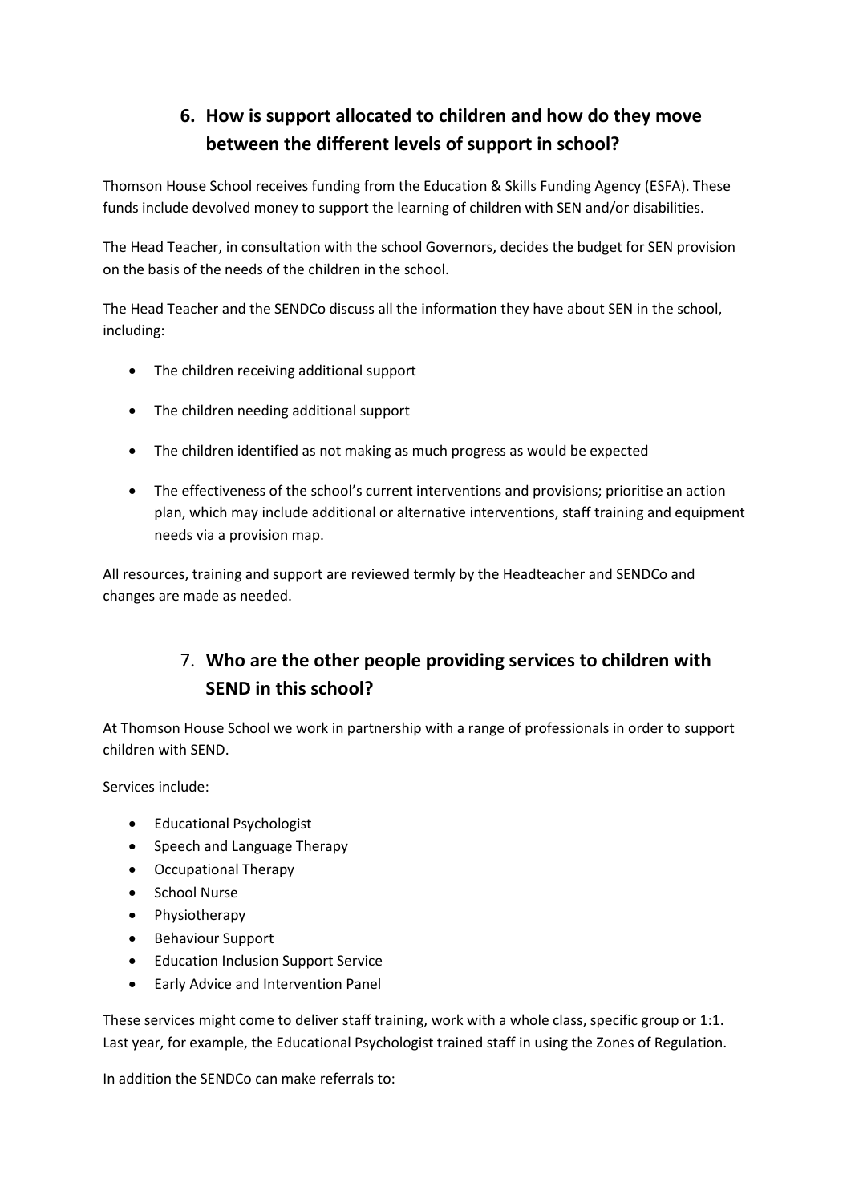## 6. How is support allocated to children and how do they move between the different levels of support in school?

Thomson House School receives funding from the Education & Skills Funding Agency (ESFA). These funds include devolved money to support the learning of children with SEN and/or disabilities.

The Head Teacher, in consultation with the school Governors, decides the budget for SEN provision on the basis of the needs of the children in the school.

The Head Teacher and the SENDCo discuss all the information they have about SEN in the school, including:

- The children receiving additional support
- The children needing additional support
- The children identified as not making as much progress as would be expected
- The effectiveness of the school's current interventions and provisions; prioritise an action plan, which may include additional or alternative interventions, staff training and equipment needs via a provision map.

All resources, training and support are reviewed termly by the Headteacher and SENDCo and changes are made as needed.

## 7. Who are the other people providing services to children with SEND in this school?

At Thomson House School we work in partnership with a range of professionals in order to support children with SEND.

Services include:

- Educational Psychologist
- Speech and Language Therapy
- Occupational Therapy
- School Nurse
- Physiotherapy
- Behaviour Support
- Education Inclusion Support Service
- Early Advice and Intervention Panel

These services might come to deliver staff training, work with a whole class, specific group or 1:1. Last year, for example, the Educational Psychologist trained staff in using the Zones of Regulation.

In addition the SENDCo can make referrals to: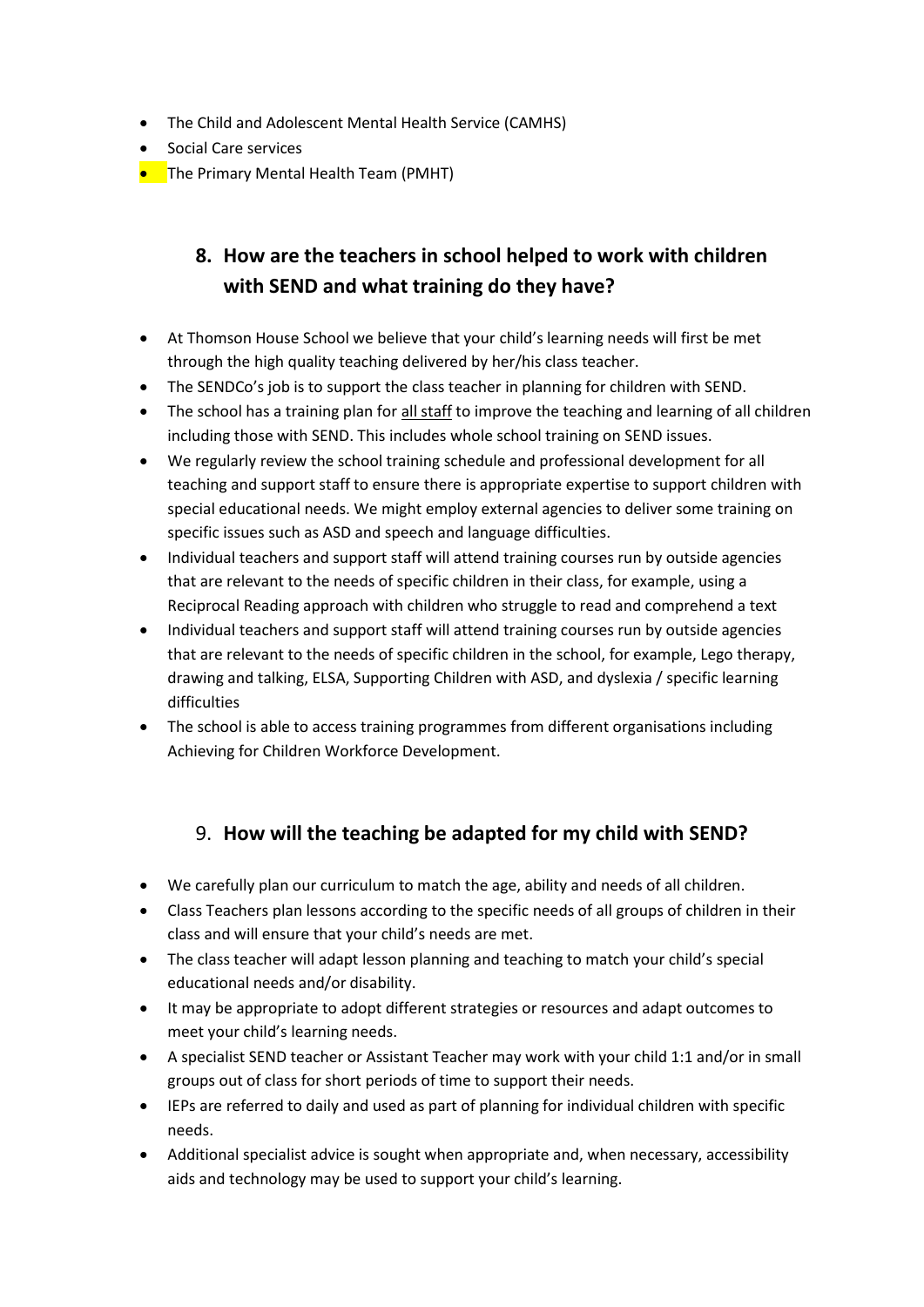- The Child and Adolescent Mental Health Service (CAMHS)
- Social Care services
- The Primary Mental Health Team (PMHT)

## 8. How are the teachers in school helped to work with children with SEND and what training do they have?

- At Thomson House School we believe that your child's learning needs will first be met through the high quality teaching delivered by her/his class teacher.
- The SENDCo's job is to support the class teacher in planning for children with SEND.
- The school has a training plan for all staff to improve the teaching and learning of all children including those with SEND. This includes whole school training on SEND issues.
- We regularly review the school training schedule and professional development for all teaching and support staff to ensure there is appropriate expertise to support children with special educational needs. We might employ external agencies to deliver some training on specific issues such as ASD and speech and language difficulties.
- Individual teachers and support staff will attend training courses run by outside agencies that are relevant to the needs of specific children in their class, for example, using a Reciprocal Reading approach with children who struggle to read and comprehend a text
- Individual teachers and support staff will attend training courses run by outside agencies that are relevant to the needs of specific children in the school, for example, Lego therapy, drawing and talking, ELSA, Supporting Children with ASD, and dyslexia / specific learning difficulties
- The school is able to access training programmes from different organisations including Achieving for Children Workforce Development.

## 9. How will the teaching be adapted for my child with SEND?

- We carefully plan our curriculum to match the age, ability and needs of all children.
- Class Teachers plan lessons according to the specific needs of all groups of children in their class and will ensure that your child's needs are met.
- The class teacher will adapt lesson planning and teaching to match your child's special educational needs and/or disability.
- It may be appropriate to adopt different strategies or resources and adapt outcomes to meet your child's learning needs.
- A specialist SEND teacher or Assistant Teacher may work with your child 1:1 and/or in small groups out of class for short periods of time to support their needs.
- IEPs are referred to daily and used as part of planning for individual children with specific needs.
- Additional specialist advice is sought when appropriate and, when necessary, accessibility aids and technology may be used to support your child's learning.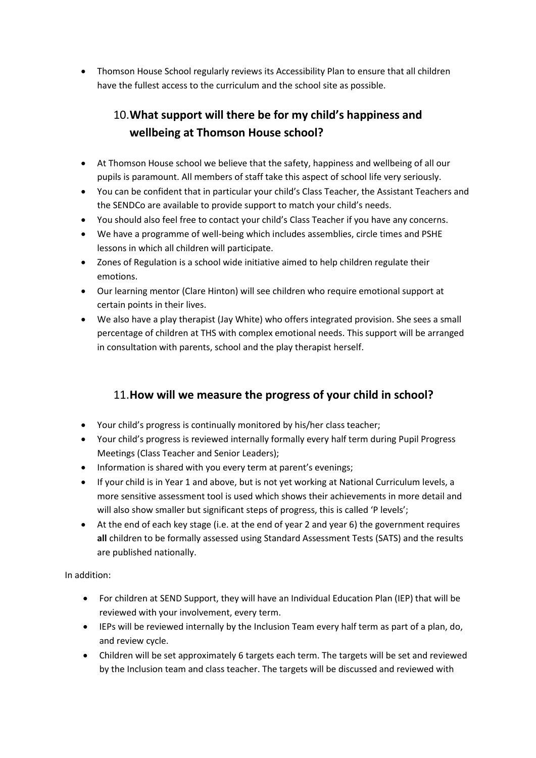- Thomson House School regularly reviews its Accessibility Plan to ensure that all children have the fullest access to the curriculum and the school site as possible.

## 10. What support will there be for my child's happiness and wellbeing at Thomson House school?

- At Thomson House school we believe that the safety, happiness and wellbeing of all our pupils is paramount. All members of staff take this aspect of school life very seriously.
- You can be confident that in particular your child's Class Teacher, the Assistant Teachers and the SENDCo are available to provide support to match your child's needs.
- You should also feel free to contact your child's Class Teacher if you have any concerns.
- We have a programme of well-being which includes assemblies, circle times and PSHE lessons in which all children will participate.
- Zones of Regulation is a school wide initiative aimed to help children regulate their emotions.
- Our learning mentor (Clare Hinton) will see children who require emotional support at certain points in their lives.
- We also have a play therapist (Jay White) who offers integrated provision. She sees a small percentage of children at THS with complex emotional needs. This support will be arranged in consultation with parents, school and the play therapist herself.

## 11. How will we measure the progress of your child in school?

- Your child's progress is continually monitored by his/her class teacher;
- Your child's progress is reviewed internally formally every half term during Pupil Progress Meetings (Class Teacher and Senior Leaders);
- Information is shared with you every term at parent's evenings;
- If your child is in Year 1 and above, but is not yet working at National Curriculum levels, a more sensitive assessment tool is used which shows their achievements in more detail and will also show smaller but significant steps of progress, this is called 'P levels';
- At the end of each key stage (i.e. at the end of year 2 and year 6) the government requires **all** children to be formally assessed using Standard Assessment Tests (SATS) and the results are published nationally.

In addition:

- For children at SEND Support, they will have an Individual Education Plan (IEP) that will be reviewed with your involvement, every term.
- IEPs will be reviewed internally by the Inclusion Team every half term as part of a plan, do, and review cycle.
- Children will be set approximately 6 targets each term. The targets will be set and reviewed by the Inclusion team and class teacher. The targets will be discussed and reviewed with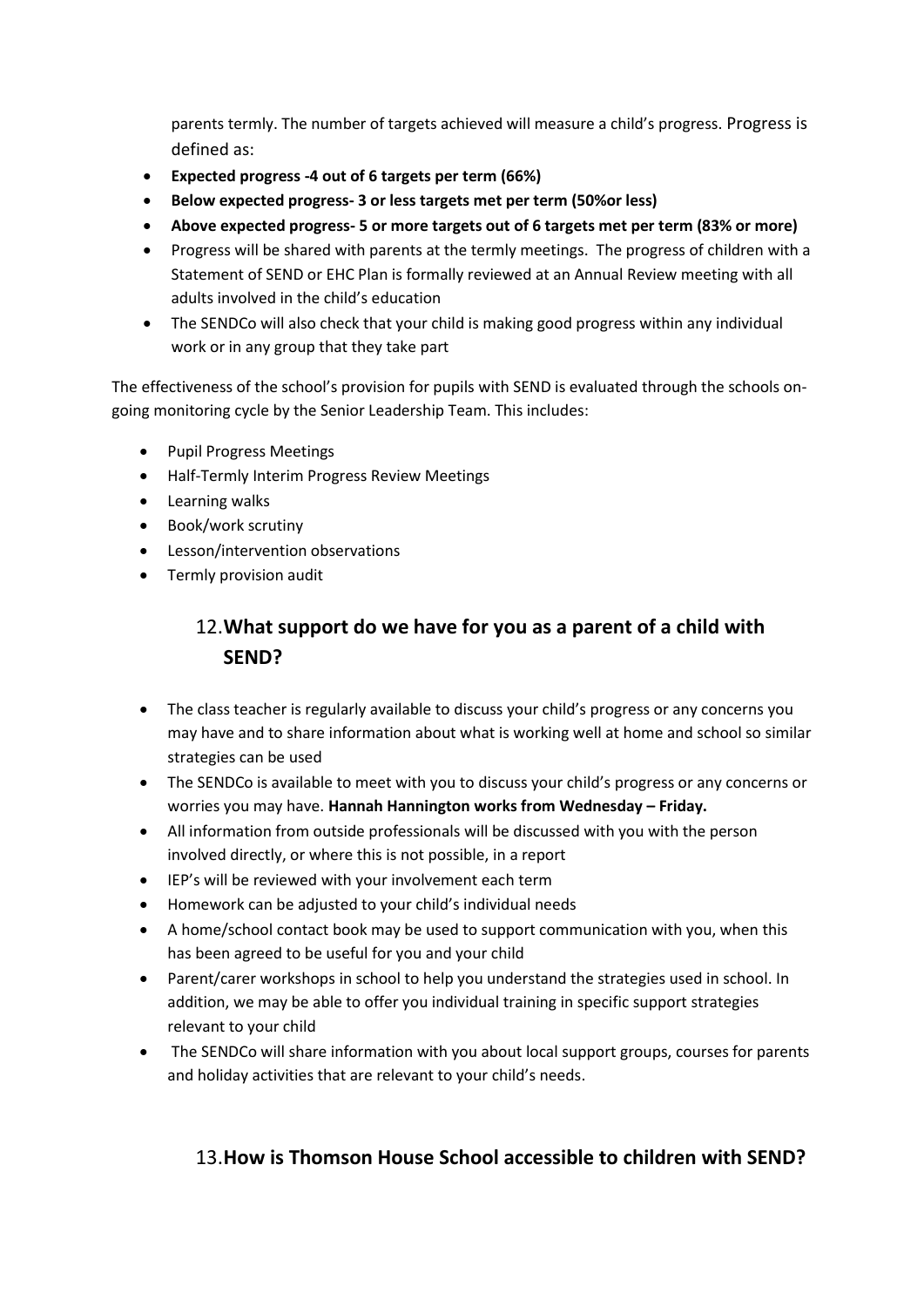parents termly. The number of targets achieved will measure a child's progress. Progress is defined as:

- **Expected progress -4 out of 6 targets per term (66%)**
- **Below expected progress- 3 or less targets met per term (50%or less)**
- **Above expected progress- 5 or more targets out of 6 targets met per term (83% or more)**
- Progress will be shared with parents at the termly meetings. The progress of children with a Statement of SEND or EHC Plan is formally reviewed at an Annual Review meeting with all adults involved in the child's education
- The SENDCo will also check that your child is making good progress within any individual work or in any group that they take part

The effectiveness of the school's provision for pupils with SEND is evaluated through the schools on-going monitoring cycle by the Senior Leadership Team. This includes:

- Pupil Progress Meetings
- Half-Termly Interim Progress Review Meetings
- Learning walks
- Book/work scrutiny
- Lesson/intervention observations
- Termly provision audit

## 12. What support do we have for you as a parent of a child with SEND?

- The class teacher is regularly available to discuss your child's progress or any concerns you may have and to share information about what is working well at home and school so similar strategies can be used
- The SENDCo is available to meet with you to discuss your child's progress or any concerns or worries you may have. **Hannah Hannington works from Wednesday – Friday.**
- All information from outside professionals will be discussed with you with the person involved directly, or where this is not possible, in a report
- IEP's will be reviewed with your involvement each term
- Homework can be adjusted to your child's individual needs
- A home/school contact book may be used to support communication with you, when this has been agreed to be useful for you and your child
- Parent/carer workshops in school to help you understand the strategies used in school. In addition, we may be able to offer you individual training in specific support strategies relevant to your child
- The SENDCo will share information with you about local support groups, courses for parents and holiday activities that are relevant to your child's needs.

## 13. How is Thomson House School accessible to children with SEND?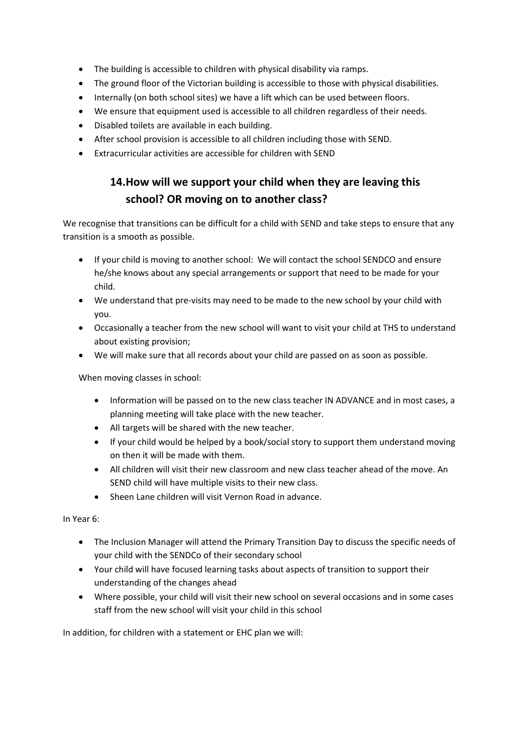- The building is accessible to children with physical disability via ramps.
- The ground floor of the Victorian building is accessible to those with physical disabilities.
- Internally (on both school sites) we have a lift which can be used between floors.
- We ensure that equipment used is accessible to all children regardless of their needs.
- Disabled toilets are available in each building.
- After school provision is accessible to all children including those with SEND.
- Extracurricular activities are accessible for children with SEND

## 14. How will we support your child when they are leaving this school? OR moving on to another class?

We recognise that transitions can be difficult for a child with SEND and take steps to ensure that any transition is a smooth as possible.

- If your child is moving to another school: We will contact the school SENDCO and ensure he/she knows about any special arrangements or support that need to be made for your child.
- We understand that pre-visits may need to be made to the new school by your child with you.
- Occasionally a teacher from the new school will want to visit your child at THS to understand about existing provision;
- We will make sure that all records about your child are passed on as soon as possible.

When moving classes in school:

- Information will be passed on to the new class teacher IN ADVANCE and in most cases, a planning meeting will take place with the new teacher.
- All targets will be shared with the new teacher.
- If your child would be helped by a book/social story to support them understand moving on then it will be made with them.
- All children will visit their new classroom and new class teacher ahead of the move. An SEND child will have multiple visits to their new class.
- Sheen Lane children will visit Vernon Road in advance.

In Year 6:

- The Inclusion Manager will attend the Primary Transition Day to discuss the specific needs of your child with the SENDCo of their secondary school
- Your child will have focused learning tasks about aspects of transition to support their understanding of the changes ahead
- Where possible, your child will visit their new school on several occasions and in some cases staff from the new school will visit your child in this school

In addition, for children with a statement or EHC plan we will: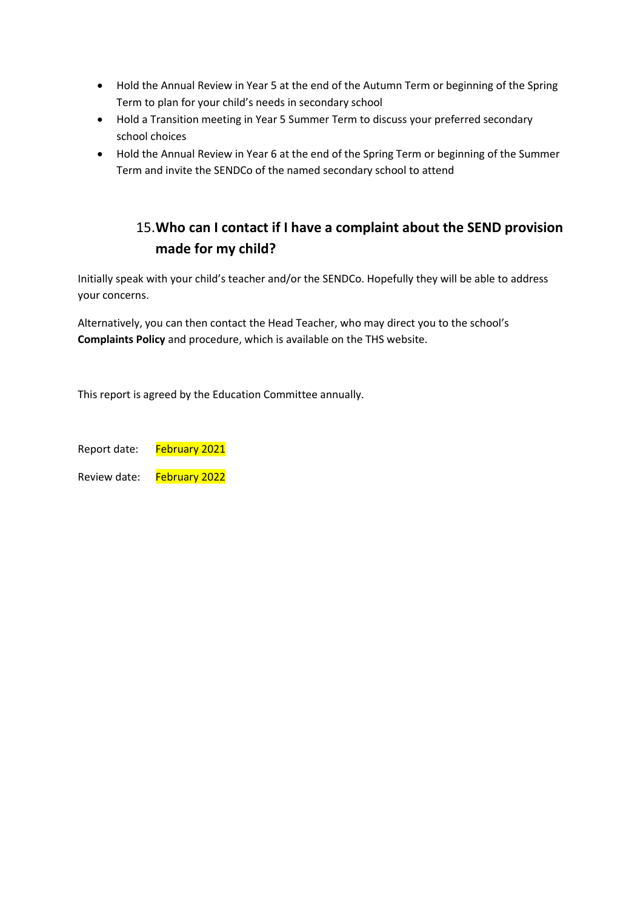- Hold the Annual Review in Year 5 at the end of the Autumn Term or beginning of the Spring Term to plan for your child's needs in secondary school
- Hold a Transition meeting in Year 5 Summer Term to discuss your preferred secondary school choices
- Hold the Annual Review in Year 6 at the end of the Spring Term or beginning of the Summer Term and invite the SENDCo of the named secondary school to attend

## 15. Who can I contact if I have a complaint about the SEND provision made for my child?

Initially speak with your child's teacher and/or the SENDCo. Hopefully they will be able to address your concerns.

Alternatively, you can then contact the Head Teacher, who may direct you to the school's **Complaints Policy** and procedure, which is available on the THS website.

This report is agreed by the Education Committee annually.

Report date: February 2021

Review date: February 2022